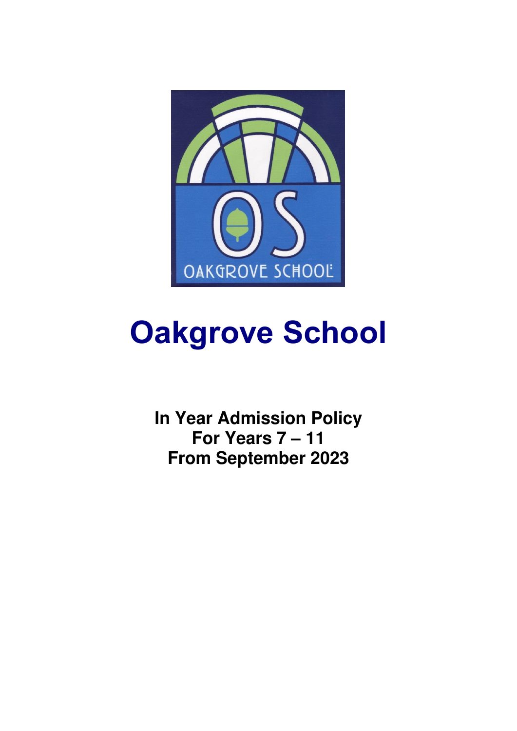# Oakgrove School

**In Year Admission Policy**
**For Years 7 – 11**
**From September 2023**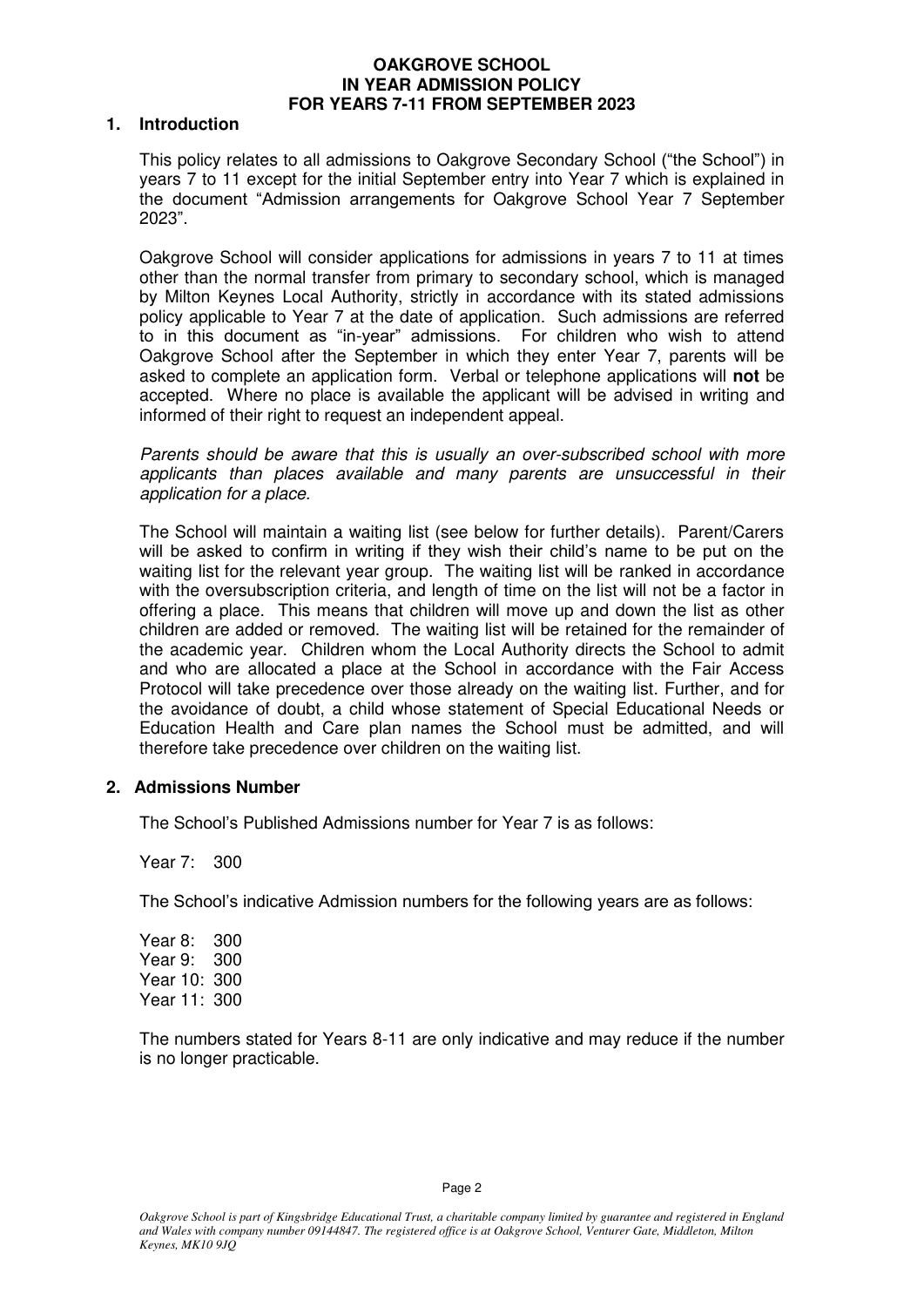**OAKGROVE SCHOOL**
**IN YEAR ADMISSION POLICY**
**FOR YEARS 7-11 FROM SEPTEMBER 2023**

## 1. Introduction

This policy relates to all admissions to Oakgrove Secondary School ("the School") in years 7 to 11 except for the initial September entry into Year 7 which is explained in the document "Admission arrangements for Oakgrove School Year 7 September 2023".

Oakgrove School will consider applications for admissions in years 7 to 11 at times other than the normal transfer from primary to secondary school, which is managed by Milton Keynes Local Authority, strictly in accordance with its stated admissions policy applicable to Year 7 at the date of application. Such admissions are referred to in this document as "in-year" admissions. For children who wish to attend Oakgrove School after the September in which they enter Year 7, parents will be asked to complete an application form. Verbal or telephone applications will **not** be accepted. Where no place is available the applicant will be advised in writing and informed of their right to request an independent appeal.

*Parents should be aware that this is usually an over-subscribed school with more applicants than places available and many parents are unsuccessful in their application for a place.*

The School will maintain a waiting list (see below for further details). Parent/Carers will be asked to confirm in writing if they wish their child's name to be put on the waiting list for the relevant year group. The waiting list will be ranked in accordance with the oversubscription criteria, and length of time on the list will not be a factor in offering a place. This means that children will move up and down the list as other children are added or removed. The waiting list will be retained for the remainder of the academic year. Children whom the Local Authority directs the School to admit and who are allocated a place at the School in accordance with the Fair Access Protocol will take precedence over those already on the waiting list. Further, and for the avoidance of doubt, a child whose statement of Special Educational Needs or Education Health and Care plan names the School must be admitted, and will therefore take precedence over children on the waiting list.

## 2. Admissions Number

The School's Published Admissions number for Year 7 is as follows:

Year 7: 300

The School's indicative Admission numbers for the following years are as follows:

Year 8: 300
Year 9: 300
Year 10: 300
Year 11: 300

The numbers stated for Years 8-11 are only indicative and may reduce if the number is no longer practicable.

*Oakgrove School is part of Kingsbridge Educational Trust, a charitable company limited by guarantee and registered in England and Wales with company number 09144847. The registered office is at Oakgrove School, Venturer Gate, Middleton, Milton Keynes, MK10 9JQ*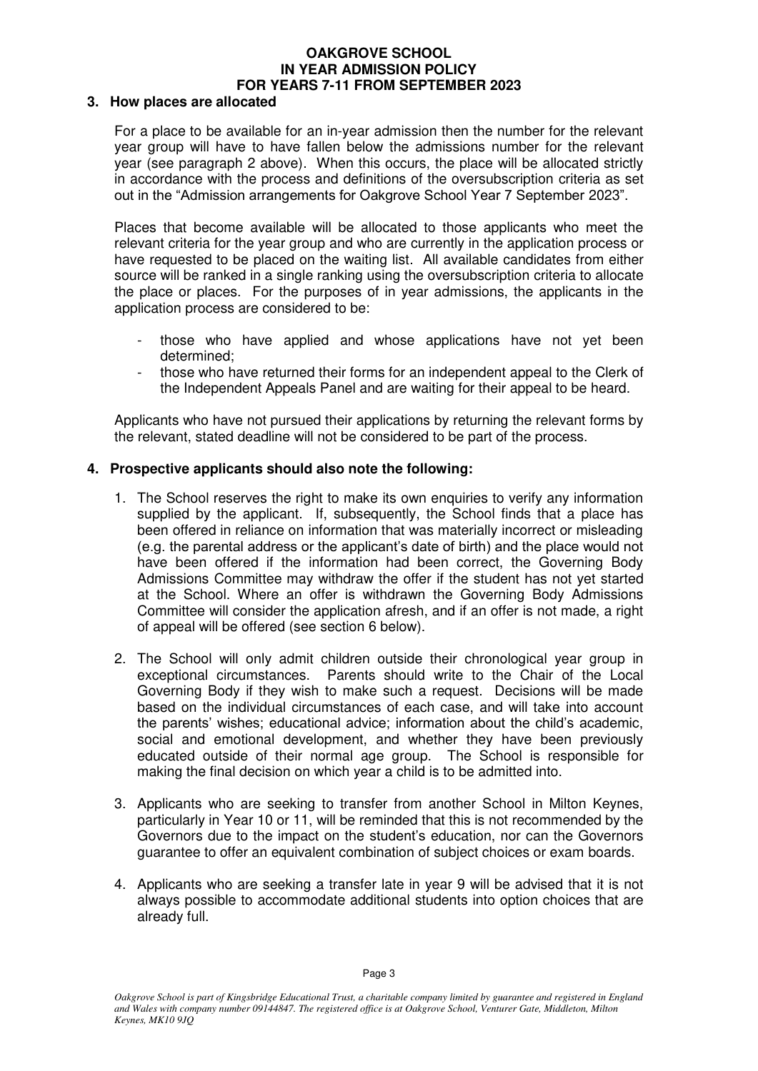## 3. How places are allocated

For a place to be available for an in-year admission then the number for the relevant year group will have to have fallen below the admissions number for the relevant year (see paragraph 2 above). When this occurs, the place will be allocated strictly in accordance with the process and definitions of the oversubscription criteria as set out in the "Admission arrangements for Oakgrove School Year 7 September 2023".

Places that become available will be allocated to those applicants who meet the relevant criteria for the year group and who are currently in the application process or have requested to be placed on the waiting list. All available candidates from either source will be ranked in a single ranking using the oversubscription criteria to allocate the place or places. For the purposes of in year admissions, the applicants in the application process are considered to be:

- those who have applied and whose applications have not yet been determined;
- those who have returned their forms for an independent appeal to the Clerk of the Independent Appeals Panel and are waiting for their appeal to be heard.

Applicants who have not pursued their applications by returning the relevant forms by the relevant, stated deadline will not be considered to be part of the process.

## 4. Prospective applicants should also note the following:

1. The School reserves the right to make its own enquiries to verify any information supplied by the applicant. If, subsequently, the School finds that a place has been offered in reliance on information that was materially incorrect or misleading (e.g. the parental address or the applicant's date of birth) and the place would not have been offered if the information had been correct, the Governing Body Admissions Committee may withdraw the offer if the student has not yet started at the School. Where an offer is withdrawn the Governing Body Admissions Committee will consider the application afresh, and if an offer is not made, a right of appeal will be offered (see section 6 below).

2. The School will only admit children outside their chronological year group in exceptional circumstances. Parents should write to the Chair of the Local Governing Body if they wish to make such a request. Decisions will be made based on the individual circumstances of each case, and will take into account the parents' wishes; educational advice; information about the child's academic, social and emotional development, and whether they have been previously educated outside of their normal age group. The School is responsible for making the final decision on which year a child is to be admitted into.

3. Applicants who are seeking to transfer from another School in Milton Keynes, particularly in Year 10 or 11, will be reminded that this is not recommended by the Governors due to the impact on the student's education, nor can the Governors guarantee to offer an equivalent combination of subject choices or exam boards.

4. Applicants who are seeking a transfer late in year 9 will be advised that it is not always possible to accommodate additional students into option choices that are already full.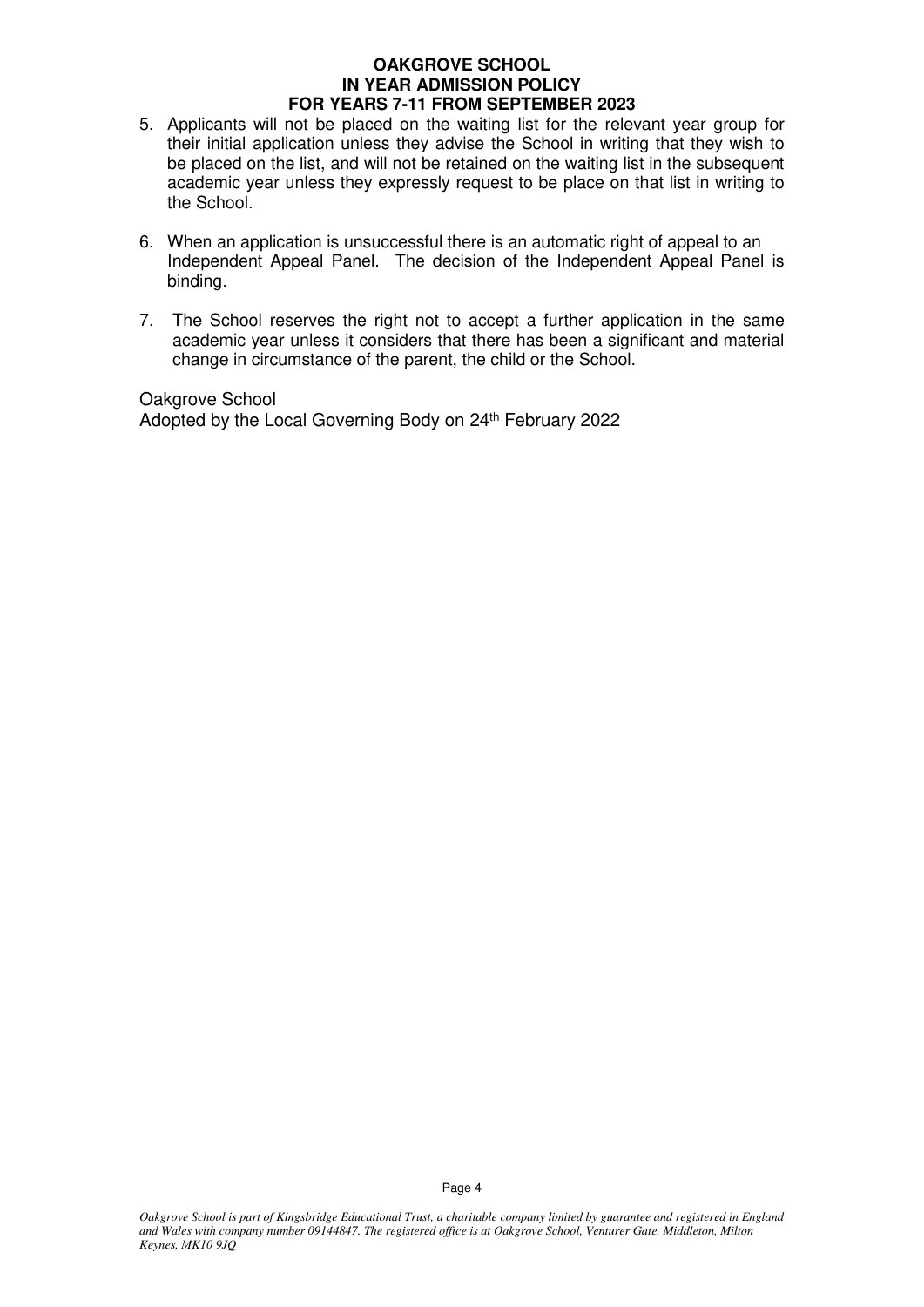5. Applicants will not be placed on the waiting list for the relevant year group for their initial application unless they advise the School in writing that they wish to be placed on the list, and will not be retained on the waiting list in the subsequent academic year unless they expressly request to be place on that list in writing to the School.

6. When an application is unsuccessful there is an automatic right of appeal to an Independent Appeal Panel. The decision of the Independent Appeal Panel is binding.

7. The School reserves the right not to accept a further application in the same academic year unless it considers that there has been a significant and material change in circumstance of the parent, the child or the School.

Oakgrove School
Adopted by the Local Governing Body on 24th February 2022